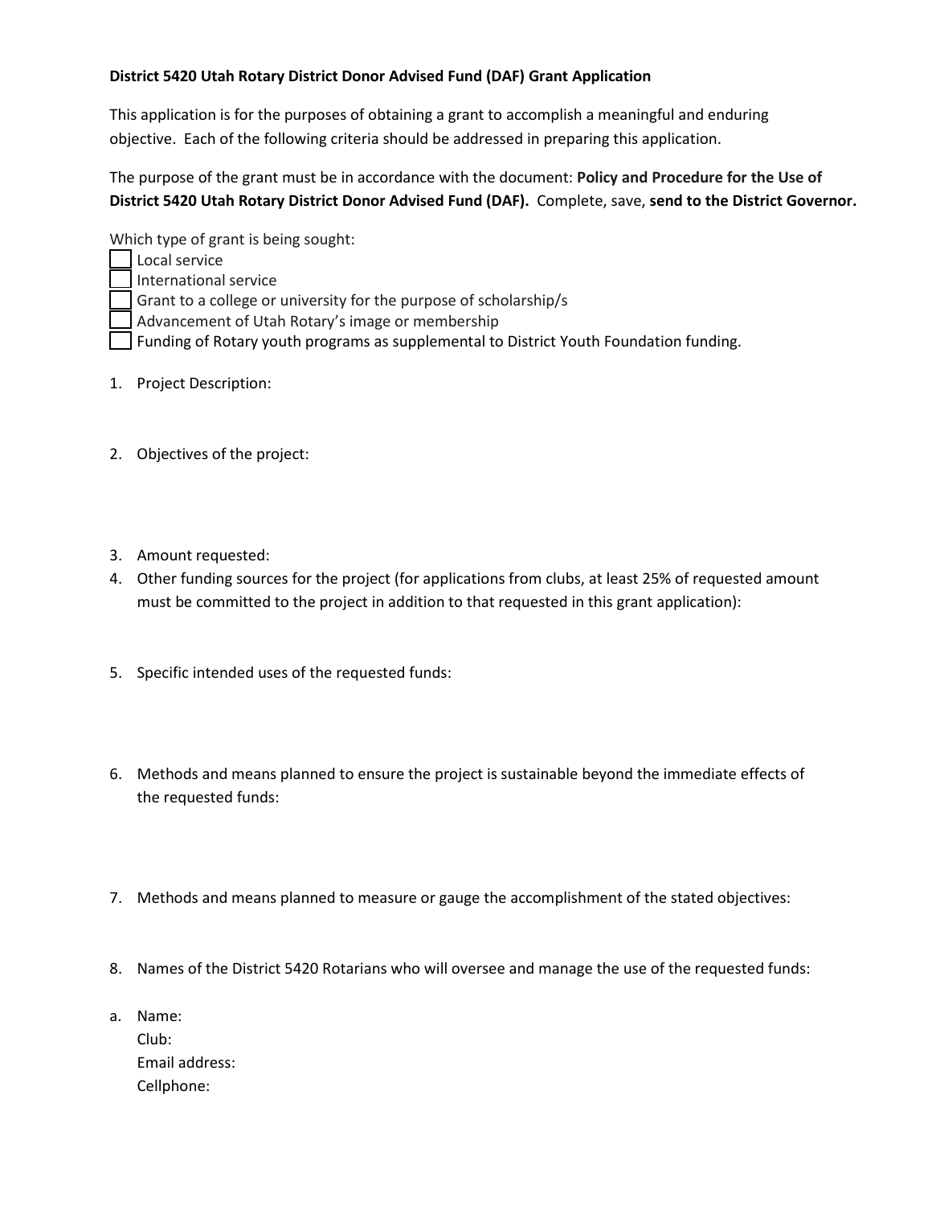**District 5420 Utah Rotary District Donor Advised Fund (DAF) Grant Application**

This application is for the purposes of obtaining a grant to accomplish a meaningful and enduring objective. Each of the following criteria should be addressed in preparing this application.

The purpose of the grant must be in accordance with the document: **Policy and Procedure for the Use of District 5420 Utah Rotary District Donor Advised Fund (DAF).** Complete, save, **send to the District Governor.**

Which type of grant is being sought:

- ☐ Local service
- ☐ International service
- ☐ Grant to a college or university for the purpose of scholarship/s
- ☐ Advancement of Utah Rotary's image or membership
- ☐ Funding of Rotary youth programs as supplemental to District Youth Foundation funding.

1. Project Description:

2. Objectives of the project:

3. Amount requested:
4. Other funding sources for the project (for applications from clubs, at least 25% of requested amount must be committed to the project in addition to that requested in this grant application):

5. Specific intended uses of the requested funds:

6. Methods and means planned to ensure the project is sustainable beyond the immediate effects of the requested funds:

7. Methods and means planned to measure or gauge the accomplishment of the stated objectives:

8. Names of the District 5420 Rotarians who will oversee and manage the use of the requested funds:

a. Name:
   Club:
   Email address:
   Cellphone: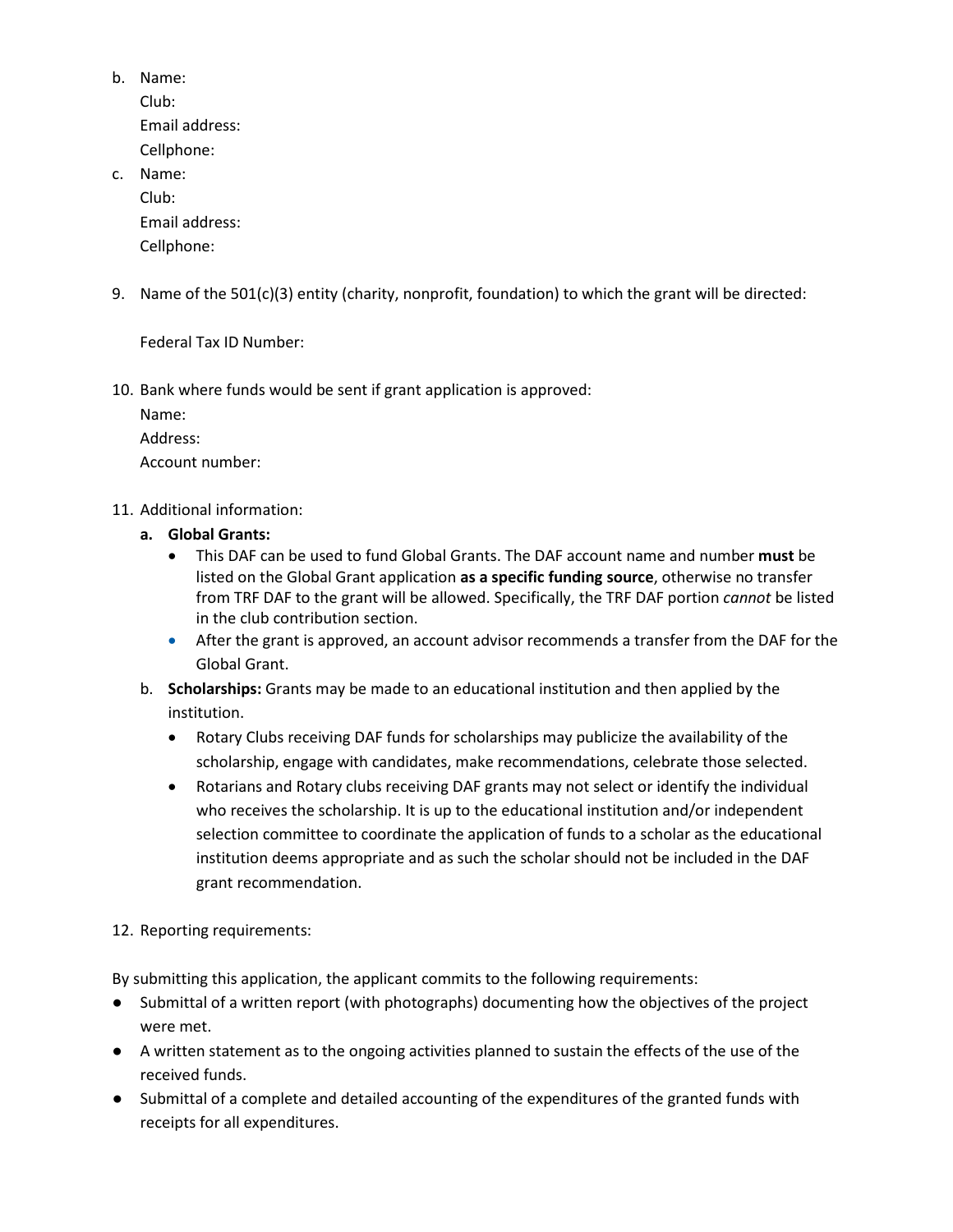b. Name:  
   Club:  
   Email address:  
   Cellphone:  
c. Name:  
   Club:  
   Email address:  
   Cellphone:  

9. Name of the 501(c)(3) entity (charity, nonprofit, foundation) to which the grant will be directed:

   Federal Tax ID Number:

10. Bank where funds would be sent if grant application is approved:  
    Name:  
    Address:  
    Account number:

11. Additional information:
    a. **Global Grants:**
       - This DAF can be used to fund Global Grants. The DAF account name and number **must** be listed on the Global Grant application **as a specific funding source**, otherwise no transfer from TRF DAF to the grant will be allowed. Specifically, the TRF DAF portion *cannot* be listed in the club contribution section.
       - After the grant is approved, an account advisor recommends a transfer from the DAF for the Global Grant.
    b. **Scholarships:** Grants may be made to an educational institution and then applied by the institution.
       - Rotary Clubs receiving DAF funds for scholarships may publicize the availability of the scholarship, engage with candidates, make recommendations, celebrate those selected.
       - Rotarians and Rotary clubs receiving DAF grants may not select or identify the individual who receives the scholarship. It is up to the educational institution and/or independent selection committee to coordinate the application of funds to a scholar as the educational institution deems appropriate and as such the scholar should not be included in the DAF grant recommendation.

12. Reporting requirements:

By submitting this application, the applicant commits to the following requirements:

- Submittal of a written report (with photographs) documenting how the objectives of the project were met.
- A written statement as to the ongoing activities planned to sustain the effects of the use of the received funds.
- Submittal of a complete and detailed accounting of the expenditures of the granted funds with receipts for all expenditures.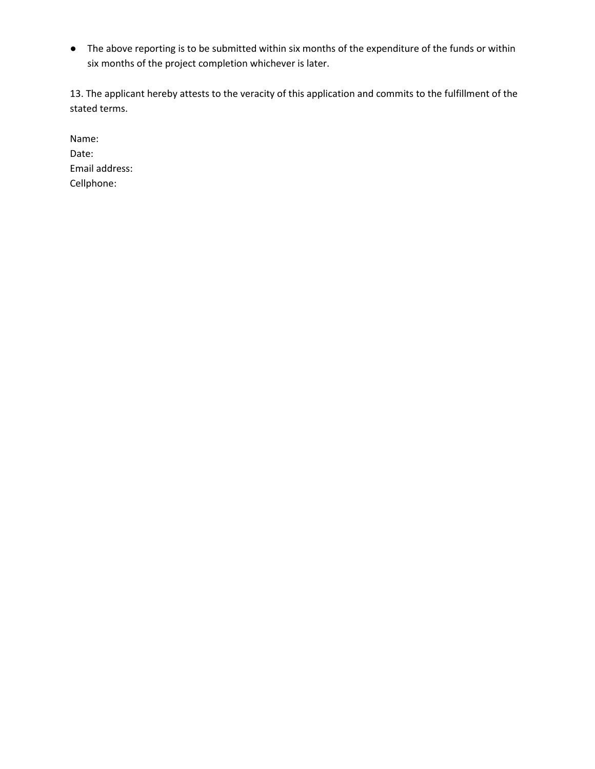- The above reporting is to be submitted within six months of the expenditure of the funds or within six months of the project completion whichever is later.

13. The applicant hereby attests to the veracity of this application and commits to the fulfillment of the stated terms.

Name:
Date:
Email address:
Cellphone: